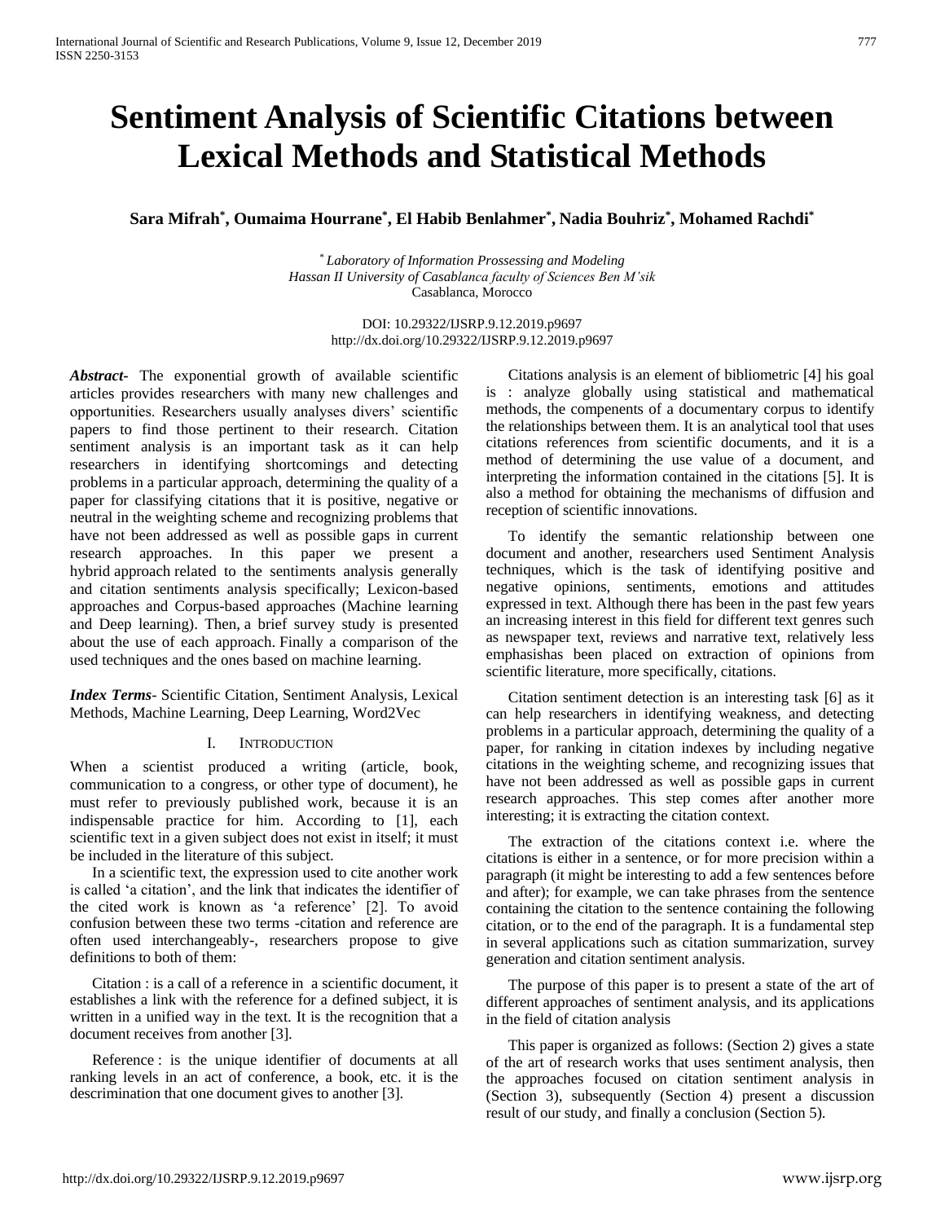# Sentiment Analysis of Scientific Citations between Lexical Methods and Statistical Methods

**Sara Mifrah[*], Oumaima Hourrane[*], El Habib Benlahmer[*], Nadia Bouhriz[*], Mohamed Rachdi[*]**

[*] *Laboratory of Information Prossessing and Modeling*
*Hassan II University of Casablanca faculty of Sciences Ben M'sik*
Casablanca, Morocco

DOI: 10.29322/IJSRP.9.12.2019.p9697
http://dx.doi.org/10.29322/IJSRP.9.12.2019.p9697

***Abstract***- The exponential growth of available scientific articles provides researchers with many new challenges and opportunities. Researchers usually analyses divers' scientific papers to find those pertinent to their research. Citation sentiment analysis is an important task as it can help researchers in identifying shortcomings and detecting problems in a particular approach, determining the quality of a paper for classifying citations that it is positive, negative or neutral in the weighting scheme and recognizing problems that have not been addressed as well as possible gaps in current research approaches. In this paper we present a hybrid approach related to the sentiments analysis generally and citation sentiments analysis specifically; Lexicon-based approaches and Corpus-based approaches (Machine learning and Deep learning). Then, a brief survey study is presented about the use of each approach. Finally a comparison of the used techniques and the ones based on machine learning.

***Index Terms***- Scientific Citation, Sentiment Analysis, Lexical Methods, Machine Learning, Deep Learning, Word2Vec

## I. Introduction

When a scientist produced a writing (article, book, communication to a congress, or other type of document), he must refer to previously published work, because it is an indispensable practice for him. According to [1], each scientific text in a given subject does not exist in itself; it must be included in the literature of this subject.

In a scientific text, the expression used to cite another work is called 'a citation', and the link that indicates the identifier of the cited work is known as 'a reference' [2]. To avoid confusion between these two terms -citation and reference are often used interchangeably-, researchers propose to give definitions to both of them:

Citation : is a call of a reference in a scientific document, it establishes a link with the reference for a defined subject, it is written in a unified way in the text. It is the recognition that a document receives from another [3].

Reference : is the unique identifier of documents at all ranking levels in an act of conference, a book, etc. it is the descrimination that one document gives to another [3].

Citations analysis is an element of bibliometric [4] his goal is : analyze globally using statistical and mathematical methods, the compenents of a documentary corpus to identify the relationships between them. It is an analytical tool that uses citations references from scientific documents, and it is a method of determining the use value of a document, and interpreting the information contained in the citations [5]. It is also a method for obtaining the mechanisms of diffusion and reception of scientific innovations.

To identify the semantic relationship between one document and another, researchers used Sentiment Analysis techniques, which is the task of identifying positive and negative opinions, sentiments, emotions and attitudes expressed in text. Although there has been in the past few years an increasing interest in this field for different text genres such as newspaper text, reviews and narrative text, relatively less emphasishas been placed on extraction of opinions from scientific literature, more specifically, citations.

Citation sentiment detection is an interesting task [6] as it can help researchers in identifying weakness, and detecting problems in a particular approach, determining the quality of a paper, for ranking in citation indexes by including negative citations in the weighting scheme, and recognizing issues that have not been addressed as well as possible gaps in current research approaches. This step comes after another more interesting; it is extracting the citation context.

The extraction of the citations context i.e. where the citations is either in a sentence, or for more precision within a paragraph (it might be interesting to add a few sentences before and after); for example, we can take phrases from the sentence containing the citation to the sentence containing the following citation, or to the end of the paragraph. It is a fundamental step in several applications such as citation summarization, survey generation and citation sentiment analysis.

The purpose of this paper is to present a state of the art of different approaches of sentiment analysis, and its applications in the field of citation analysis

This paper is organized as follows: (Section 2) gives a state of the art of research works that uses sentiment analysis, then the approaches focused on citation sentiment analysis in (Section 3), subsequently (Section 4) present a discussion result of our study, and finally a conclusion (Section 5).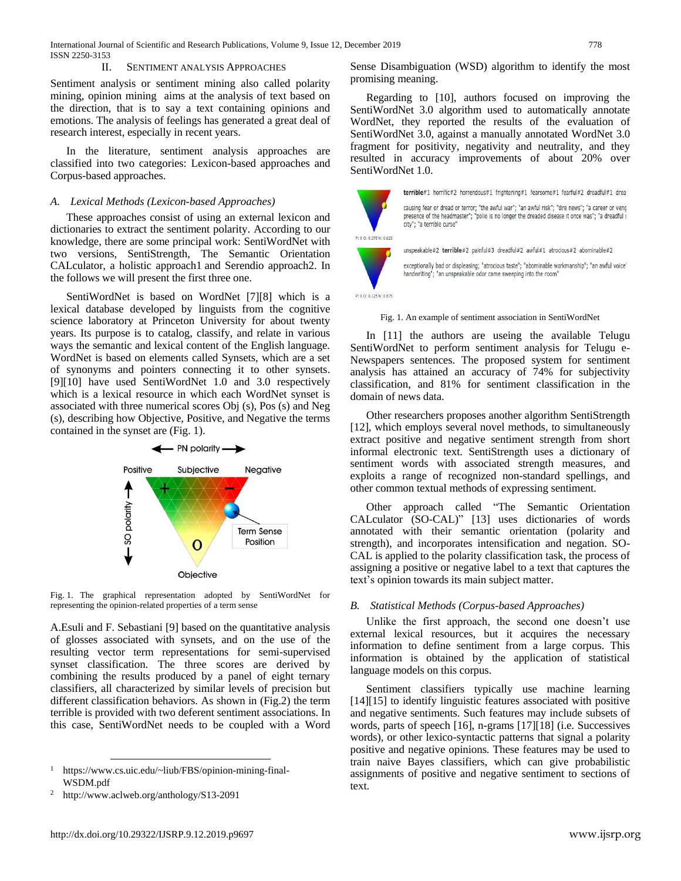## II. Sentiment Analysis Approaches

Sentiment analysis or sentiment mining also called polarity mining, opinion mining aims at the analysis of text based on the direction, that is to say a text containing opinions and emotions. The analysis of feelings has generated a great deal of research interest, especially in recent years.

In the literature, sentiment analysis approaches are classified into two categories: Lexicon-based approaches and Corpus-based approaches.

### *A. Lexical Methods (Lexicon-based Approaches)*

These approaches consist of using an external lexicon and dictionaries to extract the sentiment polarity. According to our knowledge, there are some principal work: SentiWordNet with two versions, SentiStrength, The Semantic Orientation CALculator, a holistic approach1 and Serendio approach2. In the follows we will present the first three one.

SentiWordNet is based on WordNet [7][8] which is a lexical database developed by linguists from the cognitive science laboratory at Princeton University for about twenty years. Its purpose is to catalog, classify, and relate in various ways the semantic and lexical content of the English language. WordNet is based on elements called Synsets, which are a set of synonyms and pointers connecting it to other synsets. [9][10] have used SentiWordNet 1.0 and 3.0 respectively which is a lexical resource in which each WordNet synset is associated with three numerical scores Obj (s), Pos (s) and Neg (s), describing how Objective, Positive, and Negative the terms contained in the synset are (Fig. 1).

Fig. 1. The graphical representation adopted by SentiWordNet for representing the opinion-related properties of a term sense

A.Esuli and F. Sebastiani [9] based on the quantitative analysis of glosses associated with synsets, and on the use of the resulting vector term representations for semi-supervised synset classification. The three scores are derived by combining the results produced by a panel of eight ternary classifiers, all characterized by similar levels of precision but different classification behaviors. As shown in (Fig.2) the term terrible is provided with two deferent sentiment associations. In this case, SentiWordNet needs to be coupled with a Word Sense Disambiguation (WSD) algorithm to identify the most promising meaning.

Regarding to [10], authors focused on improving the SentiWordNet 3.0 algorithm used to automatically annotate WordNet, they reported the results of the evaluation of SentiWordNet 3.0, against a manually annotated WordNet 3.0 fragment for positivity, negativity and neutrality, and they resulted in accuracy improvements of about 20% over SentiWordNet 1.0.

Fig. 1. An example of sentiment association in SentiWordNet

In [11] the authors are useing the available Telugu SentiWordNet to perform sentiment analysis for Telugu e-Newspapers sentences. The proposed system for sentiment analysis has attained an accuracy of 74% for subjectivity classification, and 81% for sentiment classification in the domain of news data.

Other researchers proposes another algorithm SentiStrength [12], which employs several novel methods, to simultaneously extract positive and negative sentiment strength from short informal electronic text. SentiStrength uses a dictionary of sentiment words with associated strength measures, and exploits a range of recognized non-standard spellings, and other common textual methods of expressing sentiment.

Other approach called "The Semantic Orientation CALculator (SO-CAL)" [13] uses dictionaries of words annotated with their semantic orientation (polarity and strength), and incorporates intensification and negation. SO-CAL is applied to the polarity classification task, the process of assigning a positive or negative label to a text that captures the text's opinion towards its main subject matter.

### *B. Statistical Methods (Corpus-based Approaches)*

Unlike the first approach, the second one doesn't use external lexical resources, but it acquires the necessary information to define sentiment from a large corpus. This information is obtained by the application of statistical language models on this corpus.

Sentiment classifiers typically use machine learning [14][15] to identify linguistic features associated with positive and negative sentiments. Such features may include subsets of words, parts of speech [16], n-grams [17][18] (i.e. Successives words), or other lexico-syntactic patterns that signal a polarity positive and negative opinions. These features may be used to train naive Bayes classifiers, which can give probabilistic assignments of positive and negative sentiment to sections of text.

---

[1] https://www.cs.uic.edu/~liub/FBS/opinion-mining-final-WSDM.pdf

[2] http://www.aclweb.org/anthology/S13-2091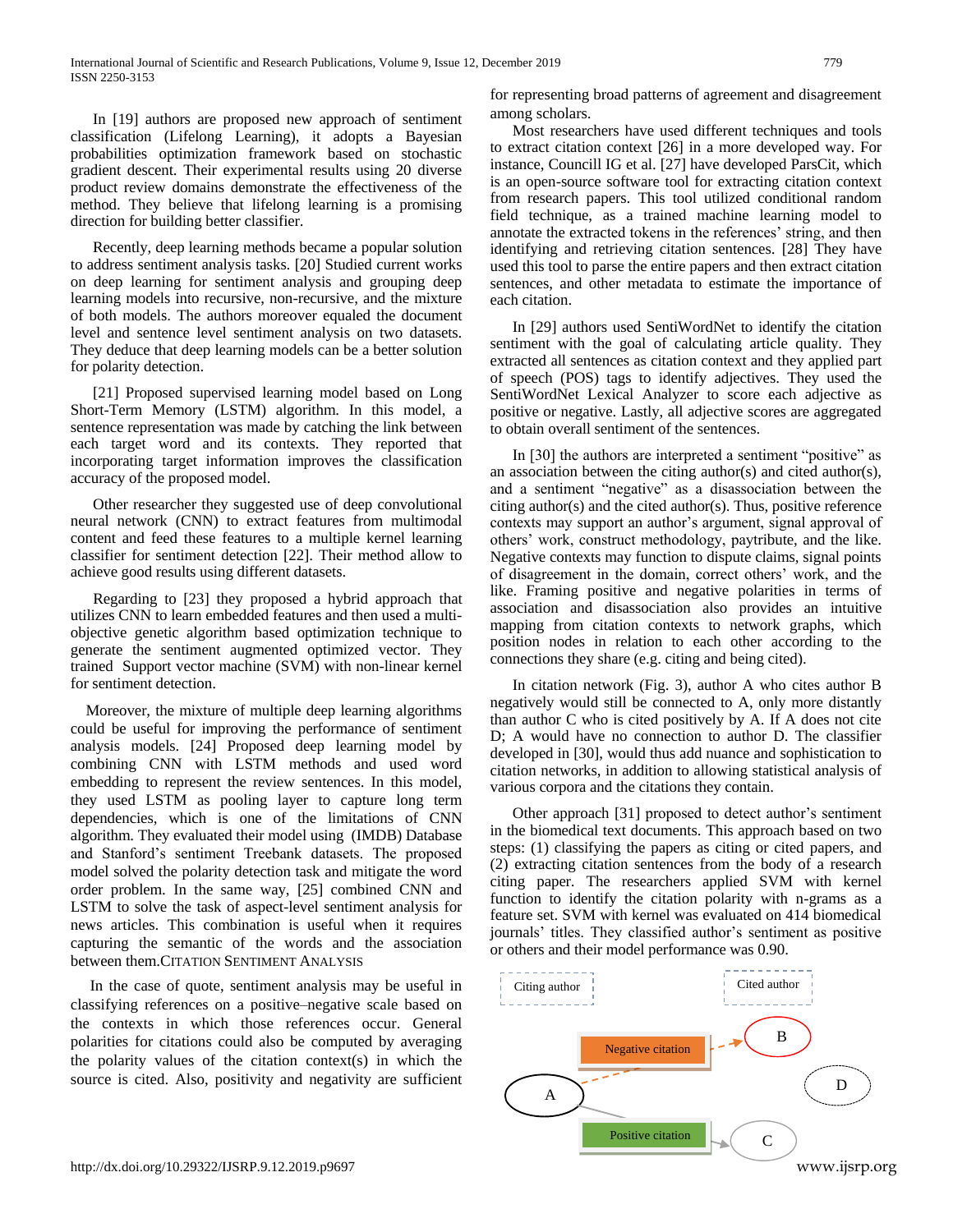In [19] authors are proposed new approach of sentiment classification (Lifelong Learning), it adopts a Bayesian probabilities optimization framework based on stochastic gradient descent. Their experimental results using 20 diverse product review domains demonstrate the effectiveness of the method. They believe that lifelong learning is a promising direction for building better classifier.

Recently, deep learning methods became a popular solution to address sentiment analysis tasks. [20] Studied current works on deep learning for sentiment analysis and grouping deep learning models into recursive, non-recursive, and the mixture of both models. The authors moreover equaled the document level and sentence level sentiment analysis on two datasets. They deduce that deep learning models can be a better solution for polarity detection.

[21] Proposed supervised learning model based on Long Short-Term Memory (LSTM) algorithm. In this model, a sentence representation was made by catching the link between each target word and its contexts. They reported that incorporating target information improves the classification accuracy of the proposed model.

Other researcher they suggested use of deep convolutional neural network (CNN) to extract features from multimodal content and feed these features to a multiple kernel learning classifier for sentiment detection [22]. Their method allow to achieve good results using different datasets.

Regarding to [23] they proposed a hybrid approach that utilizes CNN to learn embedded features and then used a multi-objective genetic algorithm based optimization technique to generate the sentiment augmented optimized vector. They trained Support vector machine (SVM) with non-linear kernel for sentiment detection.

Moreover, the mixture of multiple deep learning algorithms could be useful for improving the performance of sentiment analysis models. [24] Proposed deep learning model by combining CNN with LSTM methods and used word embedding to represent the review sentences. In this model, they used LSTM as pooling layer to capture long term dependencies, which is one of the limitations of CNN algorithm. They evaluated their model using (IMDB) Database and Stanford's sentiment Treebank datasets. The proposed model solved the polarity detection task and mitigate the word order problem. In the same way, [25] combined CNN and LSTM to solve the task of aspect-level sentiment analysis for news articles. This combination is useful when it requires capturing the semantic of the words and the association between them.

## Citation Sentiment Analysis

In the case of quote, sentiment analysis may be useful in classifying references on a positive–negative scale based on the contexts in which those references occur. General polarities for citations could also be computed by averaging the polarity values of the citation context(s) in which the source is cited. Also, positivity and negativity are sufficient for representing broad patterns of agreement and disagreement among scholars.

Most researchers have used different techniques and tools to extract citation context [26] in a more developed way. For instance, Councill IG et al. [27] have developed ParsCit, which is an open-source software tool for extracting citation context from research papers. This tool utilized conditional random field technique, as a trained machine learning model to annotate the extracted tokens in the references' string, and then identifying and retrieving citation sentences. [28] They have used this tool to parse the entire papers and then extract citation sentences, and other metadata to estimate the importance of each citation.

In [29] authors used SentiWordNet to identify the citation sentiment with the goal of calculating article quality. They extracted all sentences as citation context and they applied part of speech (POS) tags to identify adjectives. They used the SentiWordNet Lexical Analyzer to score each adjective as positive or negative. Lastly, all adjective scores are aggregated to obtain overall sentiment of the sentences.

In [30] the authors are interpreted a sentiment "positive" as an association between the citing author(s) and cited author(s), and a sentiment "negative" as a disassociation between the citing author(s) and the cited author(s). Thus, positive reference contexts may support an author's argument, signal approval of others' work, construct methodology, paytribute, and the like. Negative contexts may function to dispute claims, signal points of disagreement in the domain, correct others' work, and the like. Framing positive and negative polarities in terms of association and disassociation also provides an intuitive mapping from citation contexts to network graphs, which position nodes in relation to each other according to the connections they share (e.g. citing and being cited).

In citation network (Fig. 3), author A who cites author B negatively would still be connected to A, only more distantly than author C who is cited positively by A. If A does not cite D; A would have no connection to author D. The classifier developed in [30], would thus add nuance and sophistication to citation networks, in addition to allowing statistical analysis of various corpora and the citations they contain.

Other approach [31] proposed to detect author's sentiment in the biomedical text documents. This approach based on two steps: (1) classifying the papers as citing or cited papers, and (2) extracting citation sentences from the body of a research citing paper. The researchers applied SVM with kernel function to identify the citation polarity with n-grams as a feature set. SVM with kernel was evaluated on 414 biomedical journals' titles. They classified author's sentiment as positive or others and their model performance was 0.90.

Citing author | Cited author | Negative citation | B | A | D | Positive citation | C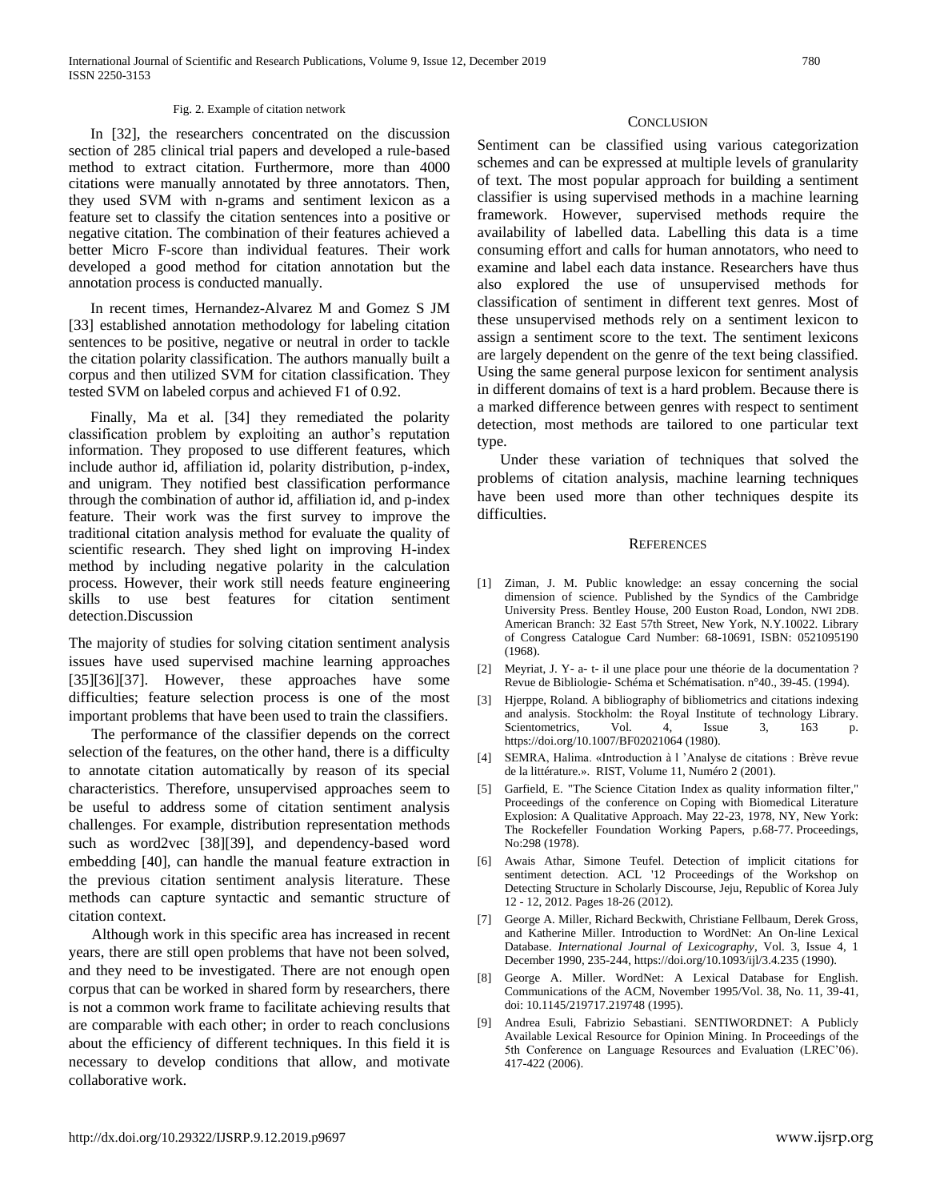Fig. 2. Example of citation network

In [32], the researchers concentrated on the discussion section of 285 clinical trial papers and developed a rule-based method to extract citation. Furthermore, more than 4000 citations were manually annotated by three annotators. Then, they used SVM with n-grams and sentiment lexicon as a feature set to classify the citation sentences into a positive or negative citation. The combination of their features achieved a better Micro F-score than individual features. Their work developed a good method for citation annotation but the annotation process is conducted manually.

In recent times, Hernandez-Alvarez M and Gomez S JM [33] established annotation methodology for labeling citation sentences to be positive, negative or neutral in order to tackle the citation polarity classification. The authors manually built a corpus and then utilized SVM for citation classification. They tested SVM on labeled corpus and achieved F1 of 0.92.

Finally, Ma et al. [34] they remediated the polarity classification problem by exploiting an author's reputation information. They proposed to use different features, which include author id, affiliation id, polarity distribution, p-index, and unigram. They notified best classification performance through the combination of author id, affiliation id, and p-index feature. Their work was the first survey to improve the traditional citation analysis method for evaluate the quality of scientific research. They shed light on improving H-index method by including negative polarity in the calculation process. However, their work still needs feature engineering skills to use best features for citation sentiment detection.Discussion

The majority of studies for solving citation sentiment analysis issues have used supervised machine learning approaches [35][36][37]. However, these approaches have some difficulties; feature selection process is one of the most important problems that have been used to train the classifiers.

The performance of the classifier depends on the correct selection of the features, on the other hand, there is a difficulty to annotate citation automatically by reason of its special characteristics. Therefore, unsupervised approaches seem to be useful to address some of citation sentiment analysis challenges. For example, distribution representation methods such as word2vec [38][39], and dependency-based word embedding [40], can handle the manual feature extraction in the previous citation sentiment analysis literature. These methods can capture syntactic and semantic structure of citation context.

Although work in this specific area has increased in recent years, there are still open problems that have not been solved, and they need to be investigated. There are not enough open corpus that can be worked in shared form by researchers, there is not a common work frame to facilitate achieving results that are comparable with each other; in order to reach conclusions about the efficiency of different techniques. In this field it is necessary to develop conditions that allow, and motivate collaborative work.

## Conclusion

Sentiment can be classified using various categorization schemes and can be expressed at multiple levels of granularity of text. The most popular approach for building a sentiment classifier is using supervised methods in a machine learning framework. However, supervised methods require the availability of labelled data. Labelling this data is a time consuming effort and calls for human annotators, who need to examine and label each data instance. Researchers have thus also explored the use of unsupervised methods for classification of sentiment in different text genres. Most of these unsupervised methods rely on a sentiment lexicon to assign a sentiment score to the text. The sentiment lexicons are largely dependent on the genre of the text being classified. Using the same general purpose lexicon for sentiment analysis in different domains of text is a hard problem. Because there is a marked difference between genres with respect to sentiment detection, most methods are tailored to one particular text type.

Under these variation of techniques that solved the problems of citation analysis, machine learning techniques have been used more than other techniques despite its difficulties.

## References

[1] Ziman, J. M. Public knowledge: an essay concerning the social dimension of science. Published by the Syndics of the Cambridge University Press. Bentley House, 200 Euston Road, London, NWI 2DB. American Branch: 32 East 57th Street, New York, N.Y.10022. Library of Congress Catalogue Card Number: 68-10691, ISBN: 0521095190 (1968).

[2] Meyriat, J. Y- a- t- il une place pour une théorie de la documentation ? Revue de Bibliologie- Schéma et Schématisation. n°40., 39-45. (1994).

[3] Hjerppe, Roland. A bibliography of bibliometrics and citations indexing and analysis. Stockholm: the Royal Institute of technology Library. Scientometrics, Vol. 4, Issue 3, 163 p. https://doi.org/10.1007/BF02021064 (1980).

[4] SEMRA, Halima. «Introduction à l 'Analyse de citations : Brève revue de la littérature.». RIST, Volume 11, Numéro 2 (2001).

[5] Garfield, E. "The Science Citation Index as quality information filter," Proceedings of the conference on Coping with Biomedical Literature Explosion: A Qualitative Approach. May 22-23, 1978, NY, New York: The Rockefeller Foundation Working Papers, p.68-77. Proceedings, No:298 (1978).

[6] Awais Athar, Simone Teufel. Detection of implicit citations for sentiment detection. ACL '12 Proceedings of the Workshop on Detecting Structure in Scholarly Discourse, Jeju, Republic of Korea July 12 - 12, 2012. Pages 18-26 (2012).

[7] George A. Miller, Richard Beckwith, Christiane Fellbaum, Derek Gross, and Katherine Miller. Introduction to WordNet: An On-line Lexical Database. *International Journal of Lexicography*, Vol. 3, Issue 4, 1 December 1990, 235-244, https://doi.org/10.1093/ijl/3.4.235 (1990).

[8] George A. Miller. WordNet: A Lexical Database for English. Communications of the ACM, November 1995/Vol. 38, No. 11, 39-41, doi: 10.1145/219717.219748 (1995).

[9] Andrea Esuli, Fabrizio Sebastiani. SENTIWORDNET: A Publicly Available Lexical Resource for Opinion Mining. In Proceedings of the 5th Conference on Language Resources and Evaluation (LREC'06). 417-422 (2006).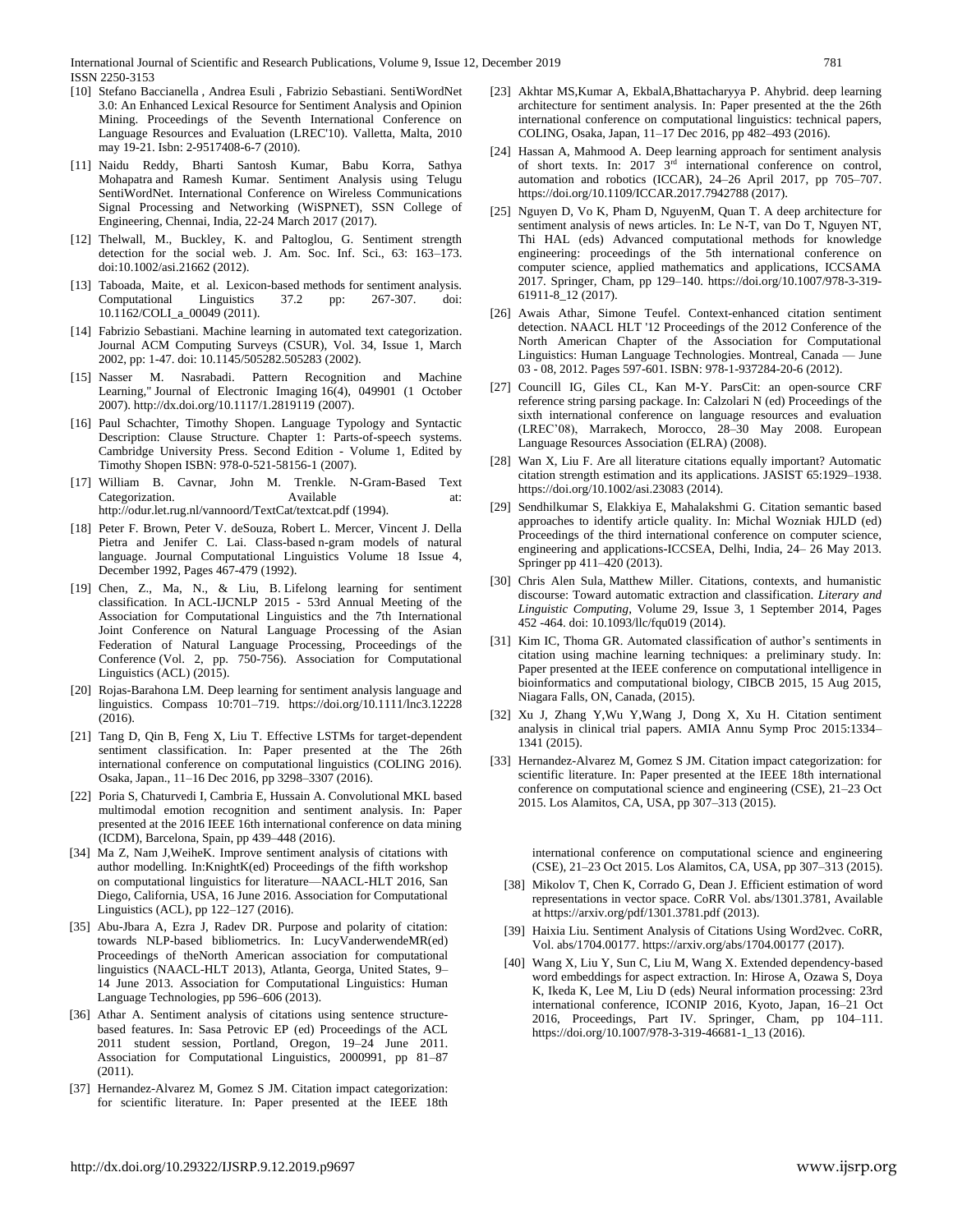[10] Stefano Baccianella , Andrea Esuli , Fabrizio Sebastiani. SentiWordNet 3.0: An Enhanced Lexical Resource for Sentiment Analysis and Opinion Mining. Proceedings of the Seventh International Conference on Language Resources and Evaluation (LREC'10). Valletta, Malta, 2010 may 19-21. Isbn: 2-9517408-6-7 (2010).

[11] Naidu Reddy, Bharti Santosh Kumar, Babu Korra, Sathya Mohapatra and Ramesh Kumar. Sentiment Analysis using Telugu SentiWordNet. International Conference on Wireless Communications Signal Processing and Networking (WiSPNET), SSN College of Engineering, Chennai, India, 22-24 March 2017 (2017).

[12] Thelwall, M., Buckley, K. and Paltoglou, G. Sentiment strength detection for the social web. J. Am. Soc. Inf. Sci., 63: 163–173. doi:10.1002/asi.21662 (2012).

[13] Taboada, Maite, et al. Lexicon-based methods for sentiment analysis. Computational Linguistics 37.2 pp: 267-307. doi: 10.1162/COLI_a_00049 (2011).

[14] Fabrizio Sebastiani. Machine learning in automated text categorization. Journal ACM Computing Surveys (CSUR), Vol. 34, Issue 1, March 2002, pp: 1-47. doi: 10.1145/505282.505283 (2002).

[15] Nasser M. Nasrabadi. Pattern Recognition and Machine Learning," Journal of Electronic Imaging 16(4), 049901 (1 October 2007). http://dx.doi.org/10.1117/1.2819119 (2007).

[16] Paul Schachter, Timothy Shopen. Language Typology and Syntactic Description: Clause Structure. Chapter 1: Parts-of-speech systems. Cambridge University Press. Second Edition - Volume 1, Edited by Timothy Shopen ISBN: 978-0-521-58156-1 (2007).

[17] William B. Cavnar, John M. Trenkle. N-Gram-Based Text Categorization. Available at: http://odur.let.rug.nl/vannoord/TextCat/textcat.pdf (1994).

[18] Peter F. Brown, Peter V. deSouza, Robert L. Mercer, Vincent J. Della Pietra and Jenifer C. Lai. Class-based n-gram models of natural language. Journal Computational Linguistics Volume 18 Issue 4, December 1992, Pages 467-479 (1992).

[19] Chen, Z., Ma, N., & Liu, B. Lifelong learning for sentiment classification. In ACL-IJCNLP 2015 - 53rd Annual Meeting of the Association for Computational Linguistics and the 7th International Joint Conference on Natural Language Processing of the Asian Federation of Natural Language Processing, Proceedings of the Conference (Vol. 2, pp. 750-756). Association for Computational Linguistics (ACL) (2015).

[20] Rojas-Barahona LM. Deep learning for sentiment analysis language and linguistics. Compass 10:701–719. https://doi.org/10.1111/lnc3.12228 (2016).

[21] Tang D, Qin B, Feng X, Liu T. Effective LSTMs for target-dependent sentiment classification. In: Paper presented at the The 26th international conference on computational linguistics (COLING 2016). Osaka, Japan., 11–16 Dec 2016, pp 3298–3307 (2016).

[22] Poria S, Chaturvedi I, Cambria E, Hussain A. Convolutional MKL based multimodal emotion recognition and sentiment analysis. In: Paper presented at the 2016 IEEE 16th international conference on data mining (ICDM), Barcelona, Spain, pp 439–448 (2016).

[34] Ma Z, Nam J,WeiheK. Improve sentiment analysis of citations with author modelling. In:KnightK(ed) Proceedings of the fifth workshop on computational linguistics for literature—NAACL-HLT 2016, San Diego, California, USA, 16 June 2016. Association for Computational Linguistics (ACL), pp 122–127 (2016).

[35] Abu-Jbara A, Ezra J, Radev DR. Purpose and polarity of citation: towards NLP-based bibliometrics. In: LucyVanderwendeMR(ed) Proceedings of theNorth American association for computational linguistics (NAACL-HLT 2013), Atlanta, Georga, United States, 9–14 June 2013. Association for Computational Linguistics: Human Language Technologies, pp 596–606 (2013).

[36] Athar A. Sentiment analysis of citations using sentence structure-based features. In: Sasa Petrovic EP (ed) Proceedings of the ACL 2011 student session, Portland, Oregon, 19–24 June 2011. Association for Computational Linguistics, 2000991, pp 81–87 (2011).

[37] Hernandez-Alvarez M, Gomez S JM. Citation impact categorization: for scientific literature. In: Paper presented at the IEEE 18th international conference on computational science and engineering (CSE), 21–23 Oct 2015. Los Alamitos, CA, USA, pp 307–313 (2015).

[23] Akhtar MS,Kumar A, EkbalA,Bhattacharyya P. Ahybrid. deep learning architecture for sentiment analysis. In: Paper presented at the the 26th international conference on computational linguistics: technical papers, COLING, Osaka, Japan, 11–17 Dec 2016, pp 482–493 (2016).

[24] Hassan A, Mahmood A. Deep learning approach for sentiment analysis of short texts. In: 2017 3rd international conference on control, automation and robotics (ICCAR), 24–26 April 2017, pp 705–707. https://doi.org/10.1109/ICCAR.2017.7942788 (2017).

[25] Nguyen D, Vo K, Pham D, NguyenM, Quan T. A deep architecture for sentiment analysis of news articles. In: Le N-T, van Do T, Nguyen NT, Thi HAL (eds) Advanced computational methods for knowledge engineering: proceedings of the 5th international conference on computer science, applied mathematics and applications, ICCSAMA 2017. Springer, Cham, pp 129–140. https://doi.org/10.1007/978-3-319-61911-8_12 (2017).

[26] Awais Athar, Simone Teufel. Context-enhanced citation sentiment detection. NAACL HLT '12 Proceedings of the 2012 Conference of the North American Chapter of the Association for Computational Linguistics: Human Language Technologies. Montreal, Canada — June 03 - 08, 2012. Pages 597-601. ISBN: 978-1-937284-20-6 (2012).

[27] Councill IG, Giles CL, Kan M-Y. ParsCit: an open-source CRF reference string parsing package. In: Calzolari N (ed) Proceedings of the sixth international conference on language resources and evaluation (LREC'08), Marrakech, Morocco, 28–30 May 2008. European Language Resources Association (ELRA) (2008).

[28] Wan X, Liu F. Are all literature citations equally important? Automatic citation strength estimation and its applications. JASIST 65:1929–1938. https://doi.org/10.1002/asi.23083 (2014).

[29] Sendhilkumar S, Elakkiya E, Mahalakshmi G. Citation semantic based approaches to identify article quality. In: Michal Wozniak HJLD (ed) Proceedings of the third international conference on computer science, engineering and applications-ICCSEA, Delhi, India, 24– 26 May 2013. Springer pp 411–420 (2013).

[30] Chris Alen Sula, Matthew Miller. Citations, contexts, and humanistic discourse: Toward automatic extraction and classification. *Literary and Linguistic Computing*, Volume 29, Issue 3, 1 September 2014, Pages 452 -464. doi: 10.1093/llc/fqu019 (2014).

[31] Kim IC, Thoma GR. Automated classification of author's sentiments in citation using machine learning techniques: a preliminary study. In: Paper presented at the IEEE conference on computational intelligence in bioinformatics and computational biology, CIBCB 2015, 15 Aug 2015, Niagara Falls, ON, Canada, (2015).

[32] Xu J, Zhang Y,Wu Y,Wang J, Dong X, Xu H. Citation sentiment analysis in clinical trial papers. AMIA Annu Symp Proc 2015:1334–1341 (2015).

[33] Hernandez-Alvarez M, Gomez S JM. Citation impact categorization: for scientific literature. In: Paper presented at the IEEE 18th international conference on computational science and engineering (CSE), 21–23 Oct 2015. Los Alamitos, CA, USA, pp 307–313 (2015).

[38] Mikolov T, Chen K, Corrado G, Dean J. Efficient estimation of word representations in vector space. CoRR Vol. abs/1301.3781, Available at https://arxiv.org/pdf/1301.3781.pdf (2013).

[39] Haixia Liu. Sentiment Analysis of Citations Using Word2vec. CoRR, Vol. abs/1704.00177. https://arxiv.org/abs/1704.00177 (2017).

[40] Wang X, Liu Y, Sun C, Liu M, Wang X. Extended dependency-based word embeddings for aspect extraction. In: Hirose A, Ozawa S, Doya K, Ikeda K, Lee M, Liu D (eds) Neural information processing: 23rd international conference, ICONIP 2016, Kyoto, Japan, 16–21 Oct 2016, Proceedings, Part IV. Springer, Cham, pp 104–111. https://doi.org/10.1007/978-3-319-46681-1_13 (2016).